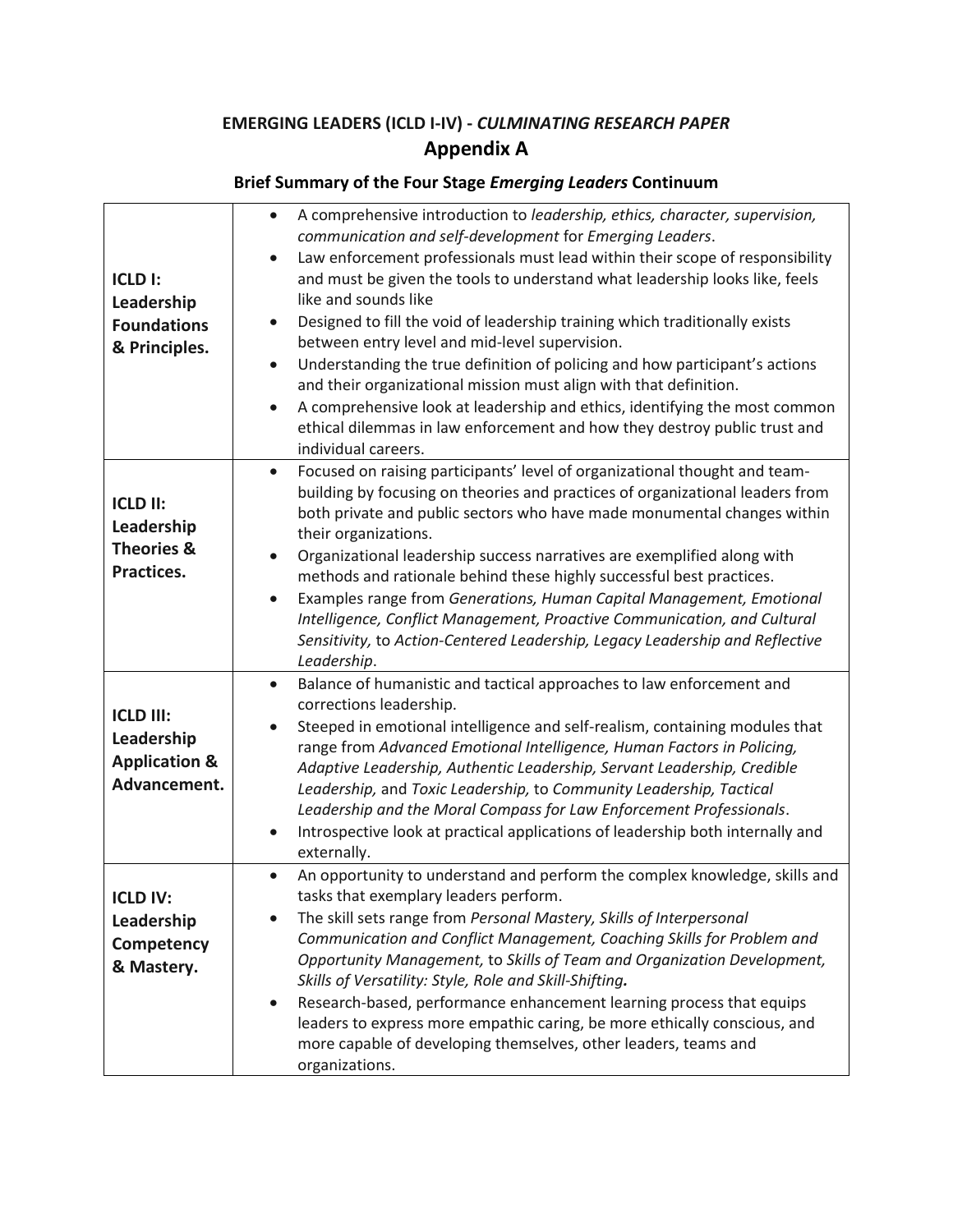## EMERGING LEADERS (ICLD I-IV) - *CULMINATING RESEARCH PAPER*

# Appendix A

### Brief Summary of the Four Stage *Emerging Leaders* Continuum

| | |
|---|---|
| **ICLD I: Leadership Foundations & Principles.** | • A comprehensive introduction to *leadership, ethics, character, supervision, communication and self-development* for *Emerging Leaders*.<br>• Law enforcement professionals must lead within their scope of responsibility and must be given the tools to understand what leadership looks like, feels like and sounds like<br>• Designed to fill the void of leadership training which traditionally exists between entry level and mid-level supervision.<br>• Understanding the true definition of policing and how participant's actions and their organizational mission must align with that definition.<br>• A comprehensive look at leadership and ethics, identifying the most common ethical dilemmas in law enforcement and how they destroy public trust and individual careers. |
| **ICLD II: Leadership Theories & Practices.** | • Focused on raising participants' level of organizational thought and team-building by focusing on theories and practices of organizational leaders from both private and public sectors who have made monumental changes within their organizations.<br>• Organizational leadership success narratives are exemplified along with methods and rationale behind these highly successful best practices.<br>• Examples range from *Generations, Human Capital Management, Emotional Intelligence, Conflict Management, Proactive Communication, and Cultural Sensitivity,* to *Action-Centered Leadership, Legacy Leadership and Reflective Leadership*. |
| **ICLD III: Leadership Application & Advancement.** | • Balance of humanistic and tactical approaches to law enforcement and corrections leadership.<br>• Steeped in emotional intelligence and self-realism, containing modules that range from *Advanced Emotional Intelligence, Human Factors in Policing, Adaptive Leadership, Authentic Leadership, Servant Leadership, Credible Leadership,* and *Toxic Leadership,* to *Community Leadership, Tactical Leadership and the Moral Compass for Law Enforcement Professionals*.<br>• Introspective look at practical applications of leadership both internally and externally. |
| **ICLD IV: Leadership Competency & Mastery.** | • An opportunity to understand and perform the complex knowledge, skills and tasks that exemplary leaders perform.<br>• The skill sets range from *Personal Mastery, Skills of Interpersonal Communication and Conflict Management, Coaching Skills for Problem and Opportunity Management,* to *Skills of Team and Organization Development, Skills of Versatility: Style, Role and Skill-Shifting.*<br>• Research-based, performance enhancement learning process that equips leaders to express more empathic caring, be more ethically conscious, and more capable of developing themselves, other leaders, teams and organizations. |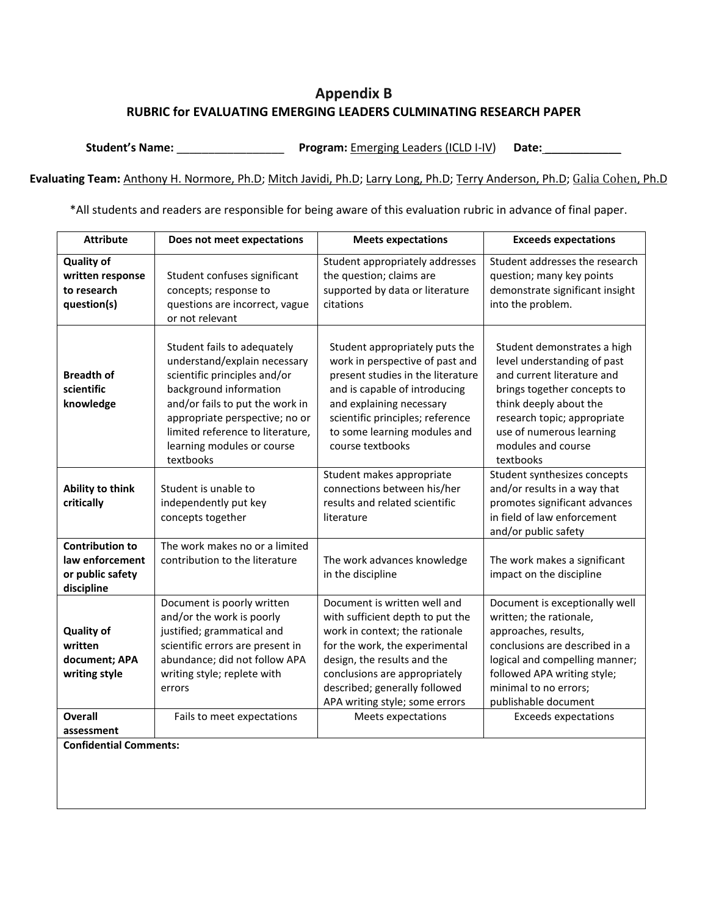# Appendix B

## RUBRIC for EVALUATING EMERGING LEADERS CULMINATING RESEARCH PAPER

**Student's Name:** _________________ **Program:** Emerging Leaders (ICLD I-IV) **Date:**_____________

**Evaluating Team:** Anthony H. Normore, Ph.D; Mitch Javidi, Ph.D; Larry Long, Ph.D; Terry Anderson, Ph.D; Galia Cohen, Ph.D

*All students and readers are responsible for being aware of this evaluation rubric in advance of final paper.

| Attribute | Does not meet expectations | Meets expectations | Exceeds expectations |
|---|---|---|---|
| **Quality of written response to research question(s)** | Student confuses significant concepts; response to questions are incorrect, vague or not relevant | Student appropriately addresses the question; claims are supported by data or literature citations | Student addresses the research question; many key points demonstrate significant insight into the problem. |
| **Breadth of scientific knowledge** | Student fails to adequately understand/explain necessary scientific principles and/or background information and/or fails to put the work in appropriate perspective; no or limited reference to literature, learning modules or course textbooks | Student appropriately puts the work in perspective of past and present studies in the literature and is capable of introducing and explaining necessary scientific principles; reference to some learning modules and course textbooks | Student demonstrates a high level understanding of past and current literature and brings together concepts to think deeply about the research topic; appropriate use of numerous learning modules and course textbooks |
| **Ability to think critically** | Student is unable to independently put key concepts together | Student makes appropriate connections between his/her results and related scientific literature | Student synthesizes concepts and/or results in a way that promotes significant advances in field of law enforcement and/or public safety |
| **Contribution to law enforcement or public safety discipline** | The work makes no or a limited contribution to the literature | The work advances knowledge in the discipline | The work makes a significant impact on the discipline |
| **Quality of written document; APA writing style** | Document is poorly written and/or the work is poorly justified; grammatical and scientific errors are present in abundance; did not follow APA writing style; replete with errors | Document is written well and with sufficient depth to put the work in context; the rationale for the work, the experimental design, the results and the conclusions are appropriately described; generally followed APA writing style; some errors | Document is exceptionally well written; the rationale, approaches, results, conclusions are described in a logical and compelling manner; followed APA writing style; minimal to no errors; publishable document |
| **Overall assessment** | Fails to meet expectations | Meets expectations | Exceeds expectations |
| **Confidential Comments:** | | | |